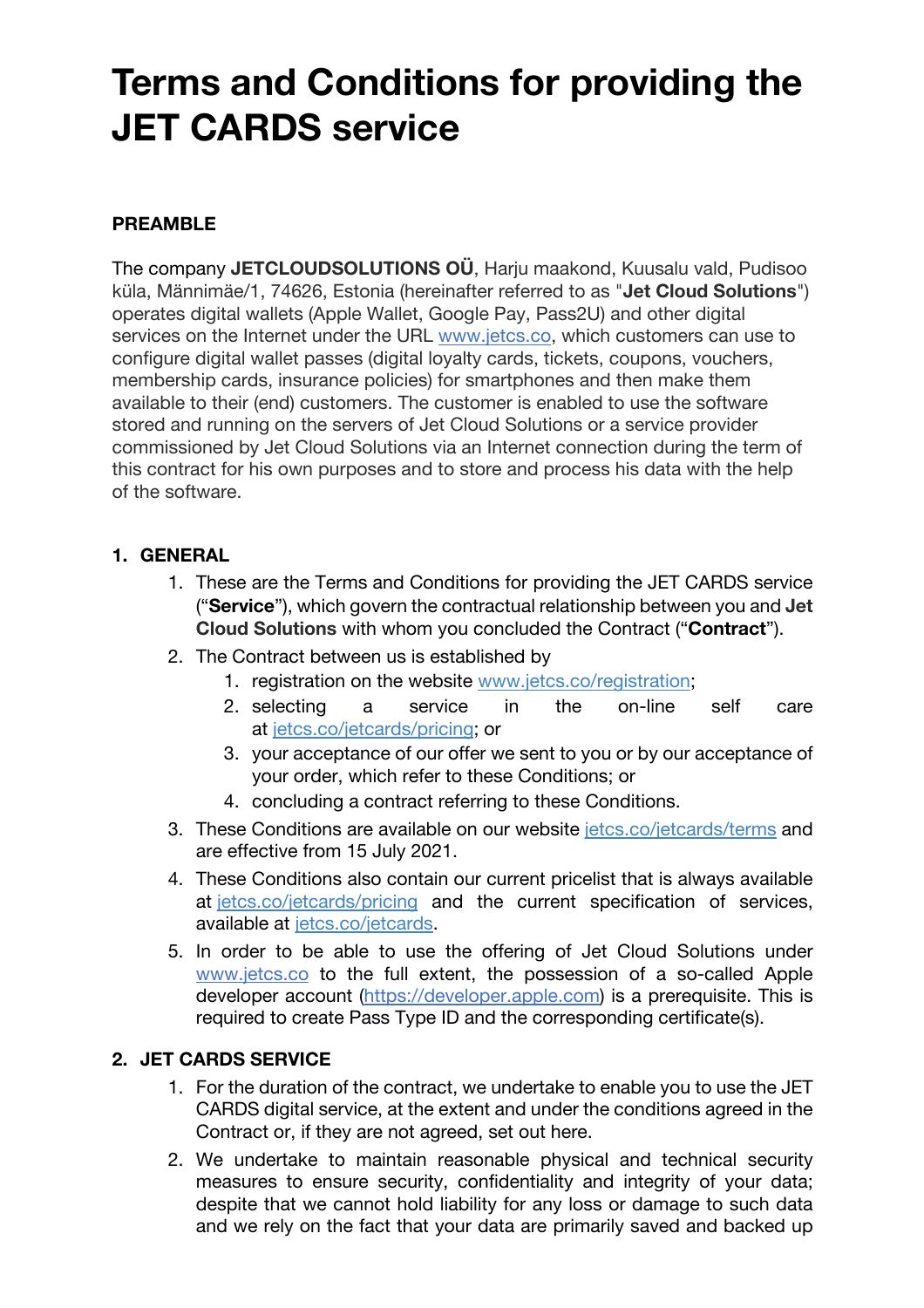# Terms and Conditions for providing the JET CARDS service

**PREAMBLE**

The company **JETCLOUDSOLUTIONS OÜ**, Harju maakond, Kuusalu vald, Pudisoo küla, Männimäe/1, 74626, Estonia (hereinafter referred to as "**Jet Cloud Solutions**") operates digital wallets (Apple Wallet, Google Pay, Pass2U) and other digital services on the Internet under the URL www.jetcs.co, which customers can use to configure digital wallet passes (digital loyalty cards, tickets, coupons, vouchers, membership cards, insurance policies) for smartphones and then make them available to their (end) customers. The customer is enabled to use the software stored and running on the servers of Jet Cloud Solutions or a service provider commissioned by Jet Cloud Solutions via an Internet connection during the term of this contract for his own purposes and to store and process his data with the help of the software.

1. **GENERAL**
    1. These are the Terms and Conditions for providing the JET CARDS service ("**Service**"), which govern the contractual relationship between you and **Jet Cloud Solutions** with whom you concluded the Contract ("**Contract**").
    2. The Contract between us is established by
        1. registration on the website www.jetcs.co/registration;
        2. selecting a service in the on-line self care at jetcs.co/jetcards/pricing; or
        3. your acceptance of our offer we sent to you or by our acceptance of your order, which refer to these Conditions; or
        4. concluding a contract referring to these Conditions.
    3. These Conditions are available on our website jetcs.co/jetcards/terms and are effective from 15 July 2021.
    4. These Conditions also contain our current pricelist that is always available at jetcs.co/jetcards/pricing and the current specification of services, available at jetcs.co/jetcards.
    5. In order to be able to use the offering of Jet Cloud Solutions under www.jetcs.co to the full extent, the possession of a so-called Apple developer account (https://developer.apple.com) is a prerequisite. This is required to create Pass Type ID and the corresponding certificate(s).
2. **JET CARDS SERVICE**
    1. For the duration of the contract, we undertake to enable you to use the JET CARDS digital service, at the extent and under the conditions agreed in the Contract or, if they are not agreed, set out here.
    2. We undertake to maintain reasonable physical and technical security measures to ensure security, confidentiality and integrity of your data; despite that we cannot hold liability for any loss or damage to such data and we rely on the fact that your data are primarily saved and backed up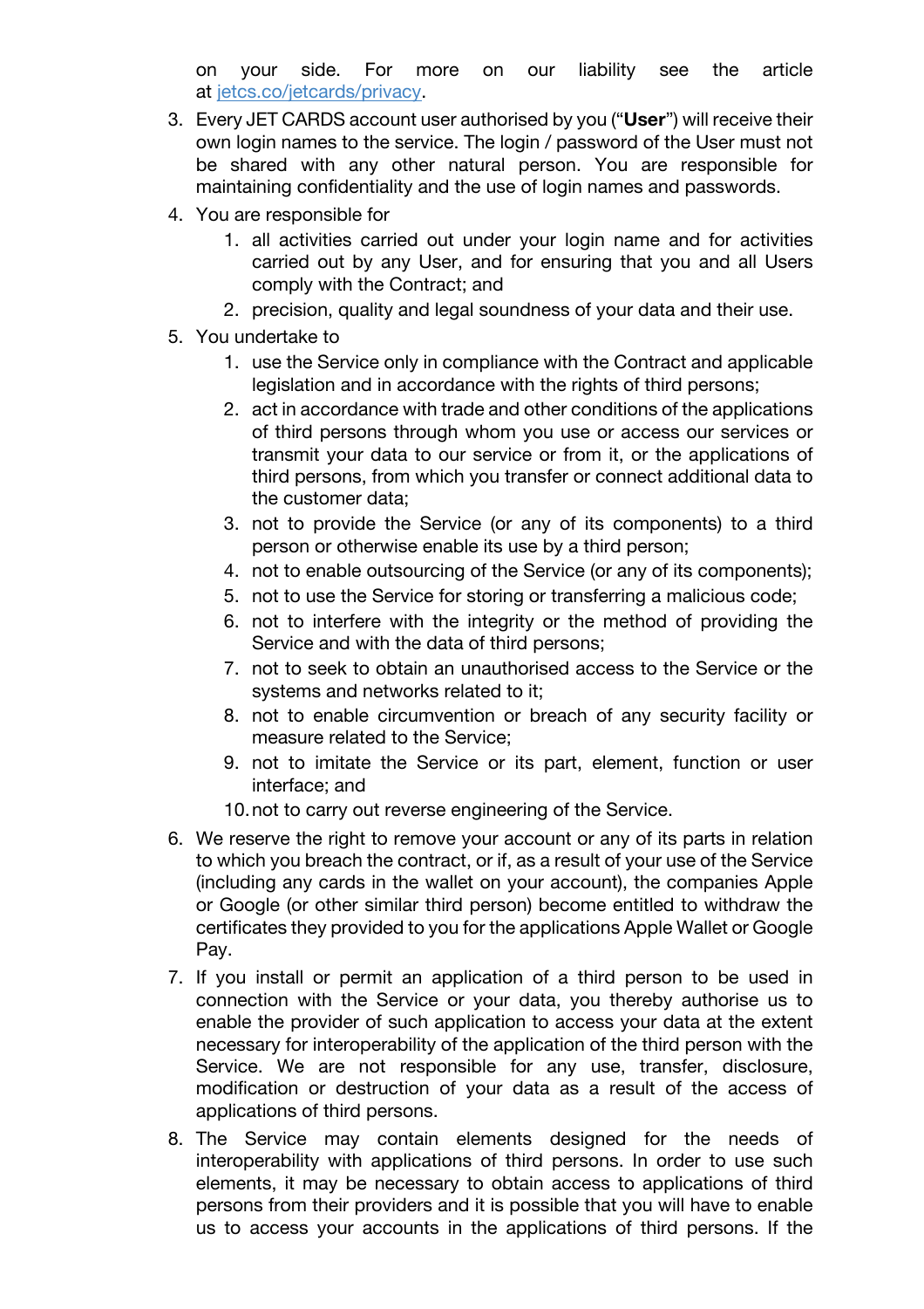on your side. For more on our liability see the article at [jetcs.co/jetcards/privacy](jetcs.co/jetcards/privacy).

3. Every JET CARDS account user authorised by you ("**User**") will receive their own login names to the service. The login / password of the User must not be shared with any other natural person. You are responsible for maintaining confidentiality and the use of login names and passwords.
4. You are responsible for
   1. all activities carried out under your login name and for activities carried out by any User, and for ensuring that you and all Users comply with the Contract; and
   2. precision, quality and legal soundness of your data and their use.
5. You undertake to
   1. use the Service only in compliance with the Contract and applicable legislation and in accordance with the rights of third persons;
   2. act in accordance with trade and other conditions of the applications of third persons through whom you use or access our services or transmit your data to our service or from it, or the applications of third persons, from which you transfer or connect additional data to the customer data;
   3. not to provide the Service (or any of its components) to a third person or otherwise enable its use by a third person;
   4. not to enable outsourcing of the Service (or any of its components);
   5. not to use the Service for storing or transferring a malicious code;
   6. not to interfere with the integrity or the method of providing the Service and with the data of third persons;
   7. not to seek to obtain an unauthorised access to the Service or the systems and networks related to it;
   8. not to enable circumvention or breach of any security facility or measure related to the Service;
   9. not to imitate the Service or its part, element, function or user interface; and
   10. not to carry out reverse engineering of the Service.
6. We reserve the right to remove your account or any of its parts in relation to which you breach the contract, or if, as a result of your use of the Service (including any cards in the wallet on your account), the companies Apple or Google (or other similar third person) become entitled to withdraw the certificates they provided to you for the applications Apple Wallet or Google Pay.
7. If you install or permit an application of a third person to be used in connection with the Service or your data, you thereby authorise us to enable the provider of such application to access your data at the extent necessary for interoperability of the application of the third person with the Service. We are not responsible for any use, transfer, disclosure, modification or destruction of your data as a result of the access of applications of third persons.
8. The Service may contain elements designed for the needs of interoperability with applications of third persons. In order to use such elements, it may be necessary to obtain access to applications of third persons from their providers and it is possible that you will have to enable us to access your accounts in the applications of third persons. If the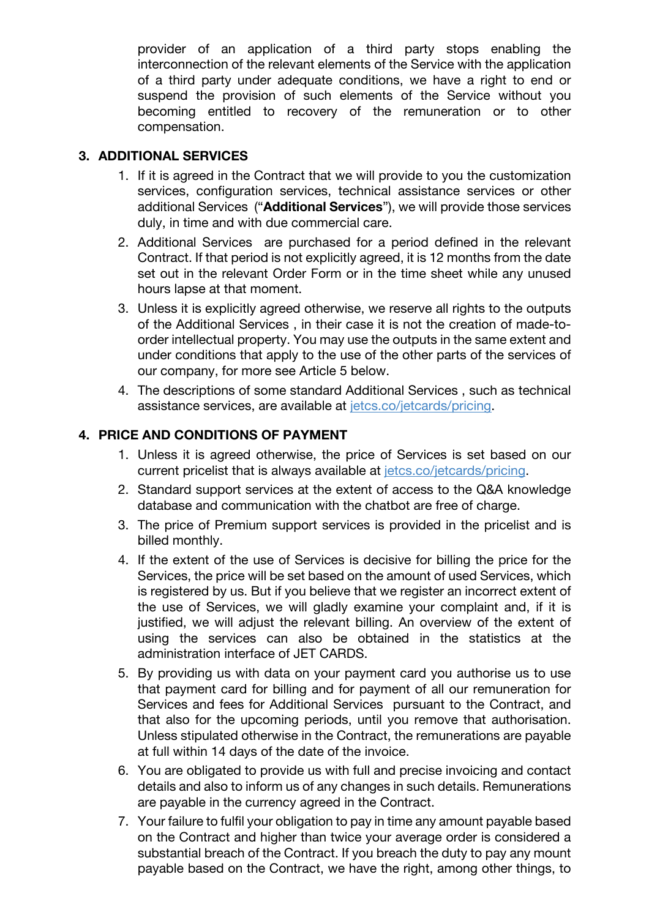provider of an application of a third party stops enabling the interconnection of the relevant elements of the Service with the application of a third party under adequate conditions, we have a right to end or suspend the provision of such elements of the Service without you becoming entitled to recovery of the remuneration or to other compensation.

## 3. ADDITIONAL SERVICES

1. If it is agreed in the Contract that we will provide to you the customization services, configuration services, technical assistance services or other additional Services ("**Additional Services**"), we will provide those services duly, in time and with due commercial care.
2. Additional Services are purchased for a period defined in the relevant Contract. If that period is not explicitly agreed, it is 12 months from the date set out in the relevant Order Form or in the time sheet while any unused hours lapse at that moment.
3. Unless it is explicitly agreed otherwise, we reserve all rights to the outputs of the Additional Services , in their case it is not the creation of made-to-order intellectual property. You may use the outputs in the same extent and under conditions that apply to the use of the other parts of the services of our company, for more see Article 5 below.
4. The descriptions of some standard Additional Services , such as technical assistance services, are available at [jetcs.co/jetcards/pricing](jetcs.co/jetcards/pricing).

## 4. PRICE AND CONDITIONS OF PAYMENT

1. Unless it is agreed otherwise, the price of Services is set based on our current pricelist that is always available at [jetcs.co/jetcards/pricing](jetcs.co/jetcards/pricing).
2. Standard support services at the extent of access to the Q&A knowledge database and communication with the chatbot are free of charge.
3. The price of Premium support services is provided in the pricelist and is billed monthly.
4. If the extent of the use of Services is decisive for billing the price for the Services, the price will be set based on the amount of used Services, which is registered by us. But if you believe that we register an incorrect extent of the use of Services, we will gladly examine your complaint and, if it is justified, we will adjust the relevant billing. An overview of the extent of using the services can also be obtained in the statistics at the administration interface of JET CARDS.
5. By providing us with data on your payment card you authorise us to use that payment card for billing and for payment of all our remuneration for Services and fees for Additional Services pursuant to the Contract, and that also for the upcoming periods, until you remove that authorisation. Unless stipulated otherwise in the Contract, the remunerations are payable at full within 14 days of the date of the invoice.
6. You are obligated to provide us with full and precise invoicing and contact details and also to inform us of any changes in such details. Remunerations are payable in the currency agreed in the Contract.
7. Your failure to fulfil your obligation to pay in time any amount payable based on the Contract and higher than twice your average order is considered a substantial breach of the Contract. If you breach the duty to pay any mount payable based on the Contract, we have the right, among other things, to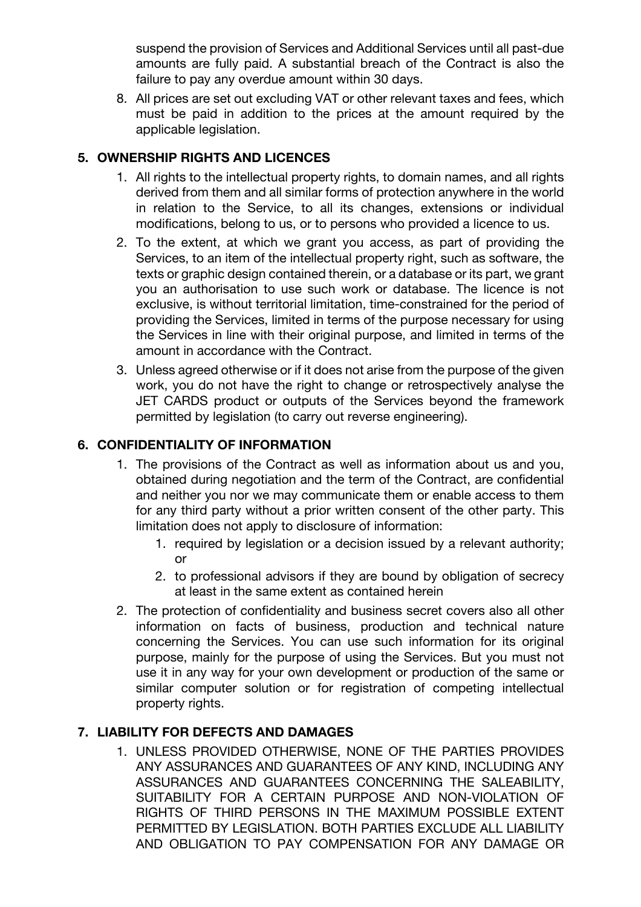suspend the provision of Services and Additional Services until all past-due amounts are fully paid. A substantial breach of the Contract is also the failure to pay any overdue amount within 30 days.

8. All prices are set out excluding VAT or other relevant taxes and fees, which must be paid in addition to the prices at the amount required by the applicable legislation.

## 5. OWNERSHIP RIGHTS AND LICENCES

1. All rights to the intellectual property rights, to domain names, and all rights derived from them and all similar forms of protection anywhere in the world in relation to the Service, to all its changes, extensions or individual modifications, belong to us, or to persons who provided a licence to us.
2. To the extent, at which we grant you access, as part of providing the Services, to an item of the intellectual property right, such as software, the texts or graphic design contained therein, or a database or its part, we grant you an authorisation to use such work or database. The licence is not exclusive, is without territorial limitation, time-constrained for the period of providing the Services, limited in terms of the purpose necessary for using the Services in line with their original purpose, and limited in terms of the amount in accordance with the Contract.
3. Unless agreed otherwise or if it does not arise from the purpose of the given work, you do not have the right to change or retrospectively analyse the JET CARDS product or outputs of the Services beyond the framework permitted by legislation (to carry out reverse engineering).

## 6. CONFIDENTIALITY OF INFORMATION

1. The provisions of the Contract as well as information about us and you, obtained during negotiation and the term of the Contract, are confidential and neither you nor we may communicate them or enable access to them for any third party without a prior written consent of the other party. This limitation does not apply to disclosure of information:
   1. required by legislation or a decision issued by a relevant authority; or
   2. to professional advisors if they are bound by obligation of secrecy at least in the same extent as contained herein
2. The protection of confidentiality and business secret covers also all other information on facts of business, production and technical nature concerning the Services. You can use such information for its original purpose, mainly for the purpose of using the Services. But you must not use it in any way for your own development or production of the same or similar computer solution or for registration of competing intellectual property rights.

## 7. LIABILITY FOR DEFECTS AND DAMAGES

1. UNLESS PROVIDED OTHERWISE, NONE OF THE PARTIES PROVIDES ANY ASSURANCES AND GUARANTEES OF ANY KIND, INCLUDING ANY ASSURANCES AND GUARANTEES CONCERNING THE SALEABILITY, SUITABILITY FOR A CERTAIN PURPOSE AND NON-VIOLATION OF RIGHTS OF THIRD PERSONS IN THE MAXIMUM POSSIBLE EXTENT PERMITTED BY LEGISLATION. BOTH PARTIES EXCLUDE ALL LIABILITY AND OBLIGATION TO PAY COMPENSATION FOR ANY DAMAGE OR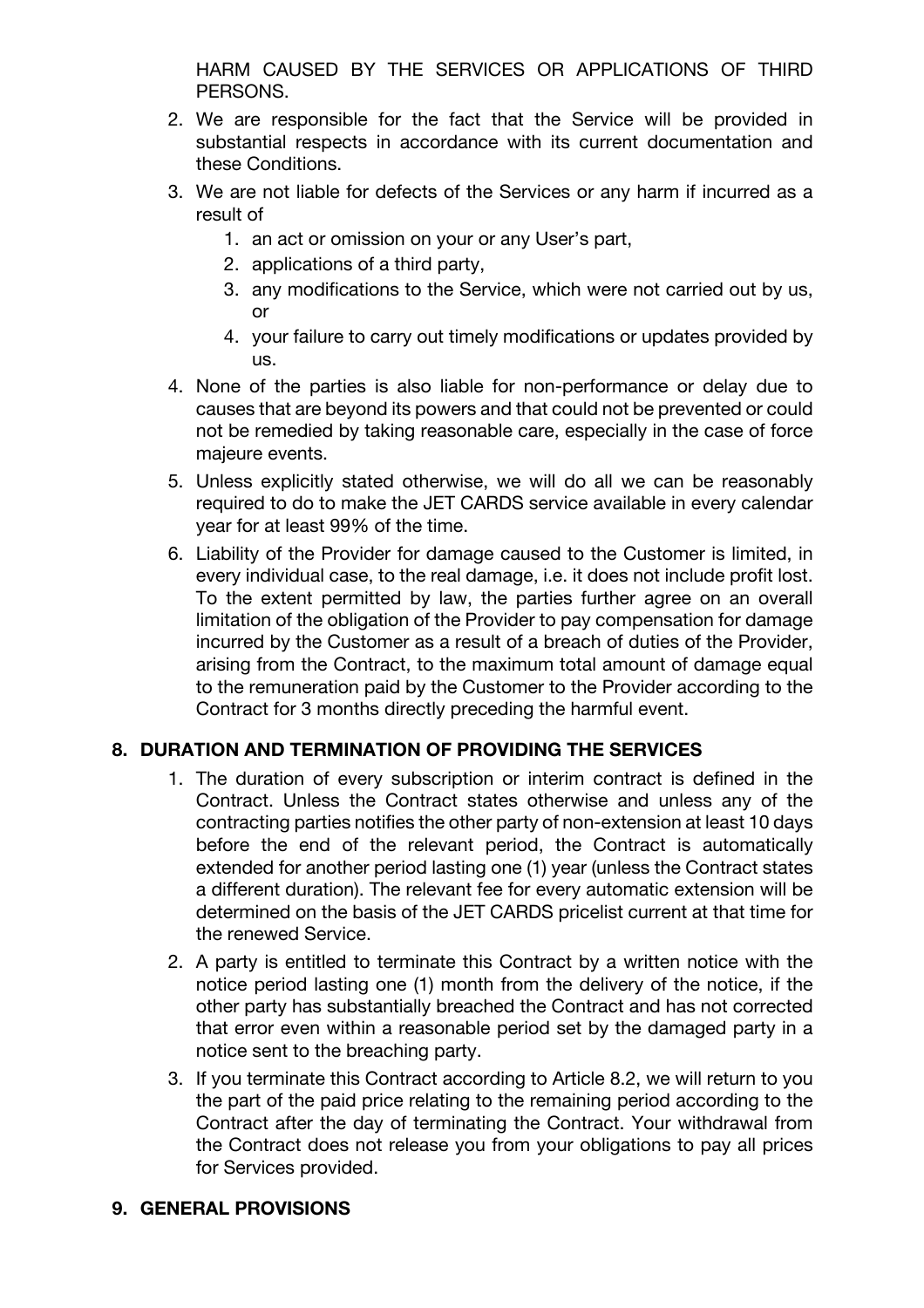HARM CAUSED BY THE SERVICES OR APPLICATIONS OF THIRD PERSONS.

2. We are responsible for the fact that the Service will be provided in substantial respects in accordance with its current documentation and these Conditions.
3. We are not liable for defects of the Services or any harm if incurred as a result of
   1. an act or omission on your or any User's part,
   2. applications of a third party,
   3. any modifications to the Service, which were not carried out by us, or
   4. your failure to carry out timely modifications or updates provided by us.
4. None of the parties is also liable for non-performance or delay due to causes that are beyond its powers and that could not be prevented or could not be remedied by taking reasonable care, especially in the case of force majeure events.
5. Unless explicitly stated otherwise, we will do all we can be reasonably required to do to make the JET CARDS service available in every calendar year for at least 99% of the time.
6. Liability of the Provider for damage caused to the Customer is limited, in every individual case, to the real damage, i.e. it does not include profit lost. To the extent permitted by law, the parties further agree on an overall limitation of the obligation of the Provider to pay compensation for damage incurred by the Customer as a result of a breach of duties of the Provider, arising from the Contract, to the maximum total amount of damage equal to the remuneration paid by the Customer to the Provider according to the Contract for 3 months directly preceding the harmful event.

## 8. DURATION AND TERMINATION OF PROVIDING THE SERVICES

1. The duration of every subscription or interim contract is defined in the Contract. Unless the Contract states otherwise and unless any of the contracting parties notifies the other party of non-extension at least 10 days before the end of the relevant period, the Contract is automatically extended for another period lasting one (1) year (unless the Contract states a different duration). The relevant fee for every automatic extension will be determined on the basis of the JET CARDS pricelist current at that time for the renewed Service.
2. A party is entitled to terminate this Contract by a written notice with the notice period lasting one (1) month from the delivery of the notice, if the other party has substantially breached the Contract and has not corrected that error even within a reasonable period set by the damaged party in a notice sent to the breaching party.
3. If you terminate this Contract according to Article 8.2, we will return to you the part of the paid price relating to the remaining period according to the Contract after the day of terminating the Contract. Your withdrawal from the Contract does not release you from your obligations to pay all prices for Services provided.

## 9. GENERAL PROVISIONS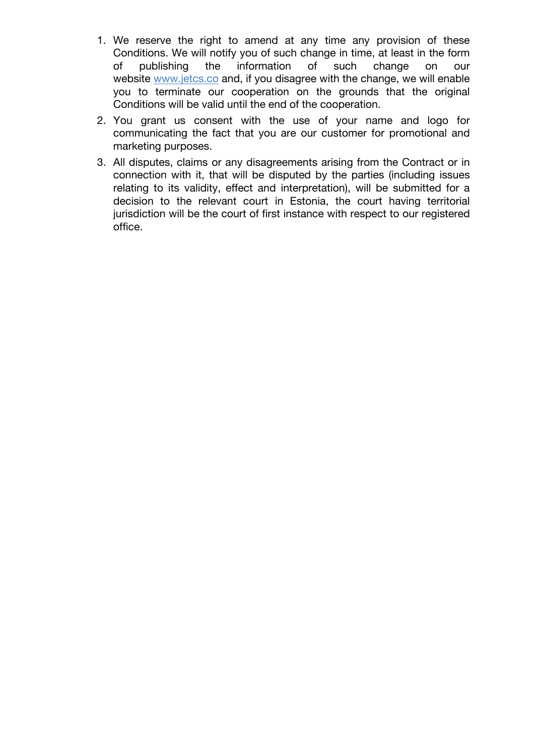1. We reserve the right to amend at any time any provision of these Conditions. We will notify you of such change in time, at least in the form of publishing the information of such change on our website [www.jetcs.co](http://www.jetcs.co) and, if you disagree with the change, we will enable you to terminate our cooperation on the grounds that the original Conditions will be valid until the end of the cooperation.
2. You grant us consent with the use of your name and logo for communicating the fact that you are our customer for promotional and marketing purposes.
3. All disputes, claims or any disagreements arising from the Contract or in connection with it, that will be disputed by the parties (including issues relating to its validity, effect and interpretation), will be submitted for a decision to the relevant court in Estonia, the court having territorial jurisdiction will be the court of first instance with respect to our registered office.